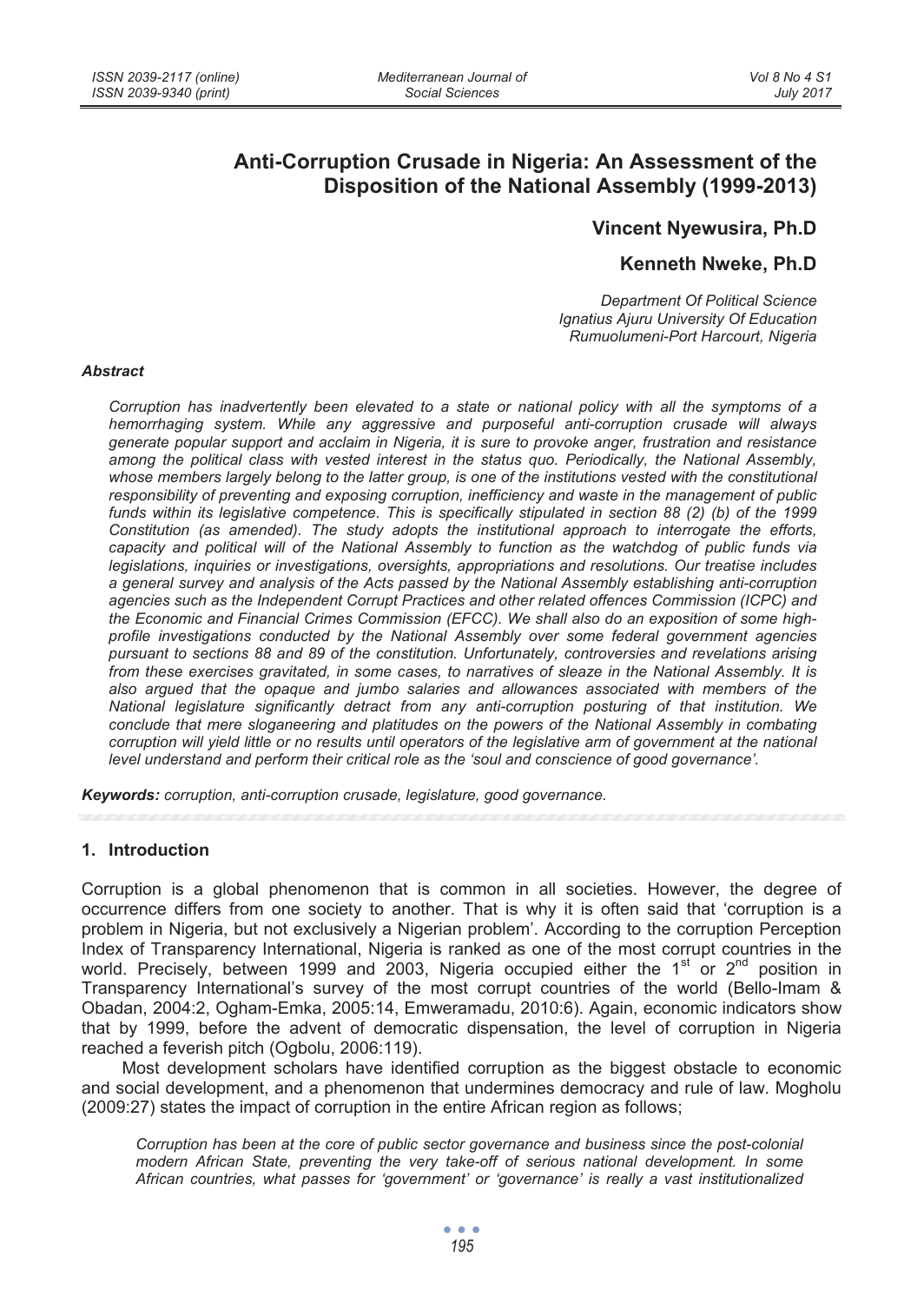# Anti-Corruption Crusade in Nigeria: An Assessment of the Disposition of the National Assembly (1999-2013)

**Vincent Nyewusira, Ph.D**

**Kenneth Nweke, Ph.D**

*Department Of Political Science*
*Ignatius Ajuru University Of Education*
*Rumuolumeni-Port Harcourt, Nigeria*

### *Abstract*

*Corruption has inadvertently been elevated to a state or national policy with all the symptoms of a hemorrhaging system. While any aggressive and purposeful anti-corruption crusade will always generate popular support and acclaim in Nigeria, it is sure to provoke anger, frustration and resistance among the political class with vested interest in the status quo. Periodically, the National Assembly, whose members largely belong to the latter group, is one of the institutions vested with the constitutional responsibility of preventing and exposing corruption, inefficiency and waste in the management of public funds within its legislative competence. This is specifically stipulated in section 88 (2) (b) of the 1999 Constitution (as amended). The study adopts the institutional approach to interrogate the efforts, capacity and political will of the National Assembly to function as the watchdog of public funds via legislations, inquiries or investigations, oversights, appropriations and resolutions. Our treatise includes a general survey and analysis of the Acts passed by the National Assembly establishing anti-corruption agencies such as the Independent Corrupt Practices and other related offences Commission (ICPC) and the Economic and Financial Crimes Commission (EFCC). We shall also do an exposition of some high-profile investigations conducted by the National Assembly over some federal government agencies pursuant to sections 88 and 89 of the constitution. Unfortunately, controversies and revelations arising from these exercises gravitated, in some cases, to narratives of sleaze in the National Assembly. It is also argued that the opaque and jumbo salaries and allowances associated with members of the National legislature significantly detract from any anti-corruption posturing of that institution. We conclude that mere sloganeering and platitudes on the powers of the National Assembly in combating corruption will yield little or no results until operators of the legislative arm of government at the national level understand and perform their critical role as the 'soul and conscience of good governance'.*

***Keywords:*** *corruption, anti-corruption crusade, legislature, good governance.*

## 1. Introduction

Corruption is a global phenomenon that is common in all societies. However, the degree of occurrence differs from one society to another. That is why it is often said that 'corruption is a problem in Nigeria, but not exclusively a Nigerian problem'. According to the corruption Perception Index of Transparency International, Nigeria is ranked as one of the most corrupt countries in the world. Precisely, between 1999 and 2003, Nigeria occupied either the 1st or 2nd position in Transparency International's survey of the most corrupt countries of the world (Bello-Imam & Obadan, 2004:2, Ogham-Emka, 2005:14, Emweramadu, 2010:6). Again, economic indicators show that by 1999, before the advent of democratic dispensation, the level of corruption in Nigeria reached a feverish pitch (Ogbolu, 2006:119).

Most development scholars have identified corruption as the biggest obstacle to economic and social development, and a phenomenon that undermines democracy and rule of law. Mogholu (2009:27) states the impact of corruption in the entire African region as follows;

> *Corruption has been at the core of public sector governance and business since the post-colonial modern African State, preventing the very take-off of serious national development. In some African countries, what passes for 'government' or 'governance' is really a vast institutionalized*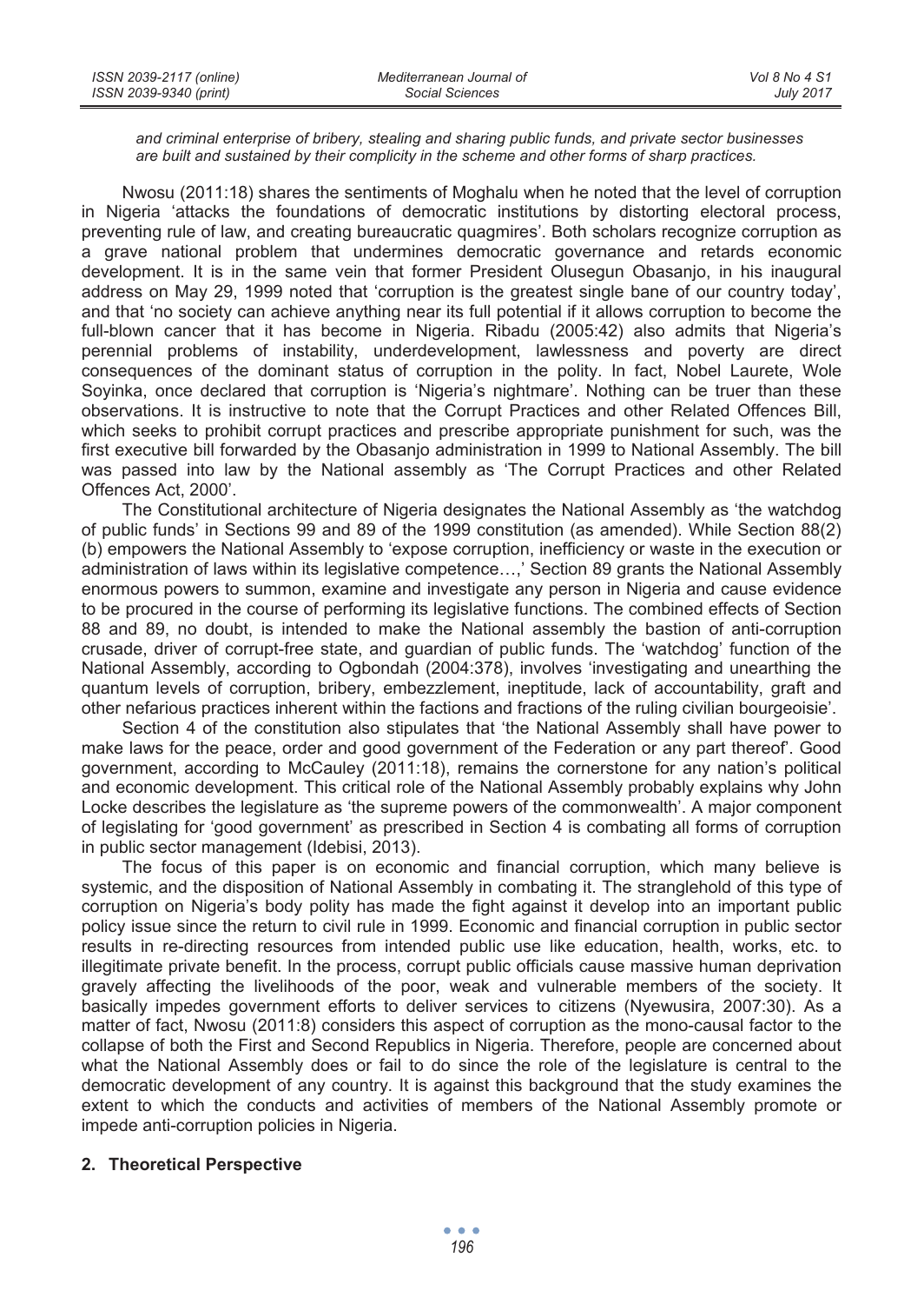*and criminal enterprise of bribery, stealing and sharing public funds, and private sector businesses are built and sustained by their complicity in the scheme and other forms of sharp practices.*

Nwosu (2011:18) shares the sentiments of Moghalu when he noted that the level of corruption in Nigeria 'attacks the foundations of democratic institutions by distorting electoral process, preventing rule of law, and creating bureaucratic quagmires'. Both scholars recognize corruption as a grave national problem that undermines democratic governance and retards economic development. It is in the same vein that former President Olusegun Obasanjo, in his inaugural address on May 29, 1999 noted that 'corruption is the greatest single bane of our country today', and that 'no society can achieve anything near its full potential if it allows corruption to become the full-blown cancer that it has become in Nigeria. Ribadu (2005:42) also admits that Nigeria's perennial problems of instability, underdevelopment, lawlessness and poverty are direct consequences of the dominant status of corruption in the polity. In fact, Nobel Laurete, Wole Soyinka, once declared that corruption is 'Nigeria's nightmare'. Nothing can be truer than these observations. It is instructive to note that the Corrupt Practices and other Related Offences Bill, which seeks to prohibit corrupt practices and prescribe appropriate punishment for such, was the first executive bill forwarded by the Obasanjo administration in 1999 to National Assembly. The bill was passed into law by the National assembly as 'The Corrupt Practices and other Related Offences Act, 2000'.

The Constitutional architecture of Nigeria designates the National Assembly as 'the watchdog of public funds' in Sections 99 and 89 of the 1999 constitution (as amended). While Section 88(2)(b) empowers the National Assembly to 'expose corruption, inefficiency or waste in the execution or administration of laws within its legislative competence…,' Section 89 grants the National Assembly enormous powers to summon, examine and investigate any person in Nigeria and cause evidence to be procured in the course of performing its legislative functions. The combined effects of Section 88 and 89, no doubt, is intended to make the National assembly the bastion of anti-corruption crusade, driver of corrupt-free state, and guardian of public funds. The 'watchdog' function of the National Assembly, according to Ogbondah (2004:378), involves 'investigating and unearthing the quantum levels of corruption, bribery, embezzlement, ineptitude, lack of accountability, graft and other nefarious practices inherent within the factions and fractions of the ruling civilian bourgeoisie'.

Section 4 of the constitution also stipulates that 'the National Assembly shall have power to make laws for the peace, order and good government of the Federation or any part thereof'. Good government, according to McCauley (2011:18), remains the cornerstone for any nation's political and economic development. This critical role of the National Assembly probably explains why John Locke describes the legislature as 'the supreme powers of the commonwealth'. A major component of legislating for 'good government' as prescribed in Section 4 is combating all forms of corruption in public sector management (Idebisi, 2013).

The focus of this paper is on economic and financial corruption, which many believe is systemic, and the disposition of National Assembly in combating it. The stranglehold of this type of corruption on Nigeria's body polity has made the fight against it develop into an important public policy issue since the return to civil rule in 1999. Economic and financial corruption in public sector results in re-directing resources from intended public use like education, health, works, etc. to illegitimate private benefit. In the process, corrupt public officials cause massive human deprivation gravely affecting the livelihoods of the poor, weak and vulnerable members of the society. It basically impedes government efforts to deliver services to citizens (Nyewusira, 2007:30). As a matter of fact, Nwosu (2011:8) considers this aspect of corruption as the mono-causal factor to the collapse of both the First and Second Republics in Nigeria. Therefore, people are concerned about what the National Assembly does or fail to do since the role of the legislature is central to the democratic development of any country. It is against this background that the study examines the extent to which the conducts and activities of members of the National Assembly promote or impede anti-corruption policies in Nigeria.

## 2. Theoretical Perspective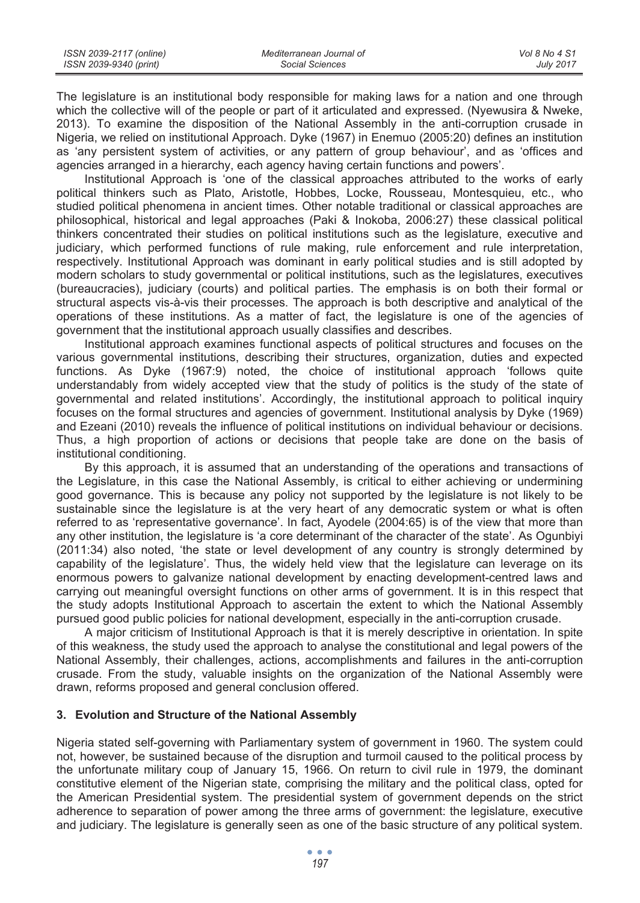The legislature is an institutional body responsible for making laws for a nation and one through which the collective will of the people or part of it articulated and expressed. (Nyewusira & Nweke, 2013). To examine the disposition of the National Assembly in the anti-corruption crusade in Nigeria, we relied on institutional Approach. Dyke (1967) in Enemuo (2005:20) defines an institution as 'any persistent system of activities, or any pattern of group behaviour', and as 'offices and agencies arranged in a hierarchy, each agency having certain functions and powers'.

Institutional Approach is 'one of the classical approaches attributed to the works of early political thinkers such as Plato, Aristotle, Hobbes, Locke, Rousseau, Montesquieu, etc., who studied political phenomena in ancient times. Other notable traditional or classical approaches are philosophical, historical and legal approaches (Paki & Inokoba, 2006:27) these classical political thinkers concentrated their studies on political institutions such as the legislature, executive and judiciary, which performed functions of rule making, rule enforcement and rule interpretation, respectively. Institutional Approach was dominant in early political studies and is still adopted by modern scholars to study governmental or political institutions, such as the legislatures, executives (bureaucracies), judiciary (courts) and political parties. The emphasis is on both their formal or structural aspects vis-à-vis their processes. The approach is both descriptive and analytical of the operations of these institutions. As a matter of fact, the legislature is one of the agencies of government that the institutional approach usually classifies and describes.

Institutional approach examines functional aspects of political structures and focuses on the various governmental institutions, describing their structures, organization, duties and expected functions. As Dyke (1967:9) noted, the choice of institutional approach 'follows quite understandably from widely accepted view that the study of politics is the study of the state of governmental and related institutions'. Accordingly, the institutional approach to political inquiry focuses on the formal structures and agencies of government. Institutional analysis by Dyke (1969) and Ezeani (2010) reveals the influence of political institutions on individual behaviour or decisions. Thus, a high proportion of actions or decisions that people take are done on the basis of institutional conditioning.

By this approach, it is assumed that an understanding of the operations and transactions of the Legislature, in this case the National Assembly, is critical to either achieving or undermining good governance. This is because any policy not supported by the legislature is not likely to be sustainable since the legislature is at the very heart of any democratic system or what is often referred to as 'representative governance'. In fact, Ayodele (2004:65) is of the view that more than any other institution, the legislature is 'a core determinant of the character of the state'. As Ogunbiyi (2011:34) also noted, 'the state or level development of any country is strongly determined by capability of the legislature'. Thus, the widely held view that the legislature can leverage on its enormous powers to galvanize national development by enacting development-centred laws and carrying out meaningful oversight functions on other arms of government. It is in this respect that the study adopts Institutional Approach to ascertain the extent to which the National Assembly pursued good public policies for national development, especially in the anti-corruption crusade.

A major criticism of Institutional Approach is that it is merely descriptive in orientation. In spite of this weakness, the study used the approach to analyse the constitutional and legal powers of the National Assembly, their challenges, actions, accomplishments and failures in the anti-corruption crusade. From the study, valuable insights on the organization of the National Assembly were drawn, reforms proposed and general conclusion offered.

## 3. Evolution and Structure of the National Assembly

Nigeria stated self-governing with Parliamentary system of government in 1960. The system could not, however, be sustained because of the disruption and turmoil caused to the political process by the unfortunate military coup of January 15, 1966. On return to civil rule in 1979, the dominant constitutive element of the Nigerian state, comprising the military and the political class, opted for the American Presidential system. The presidential system of government depends on the strict adherence to separation of power among the three arms of government: the legislature, executive and judiciary. The legislature is generally seen as one of the basic structure of any political system.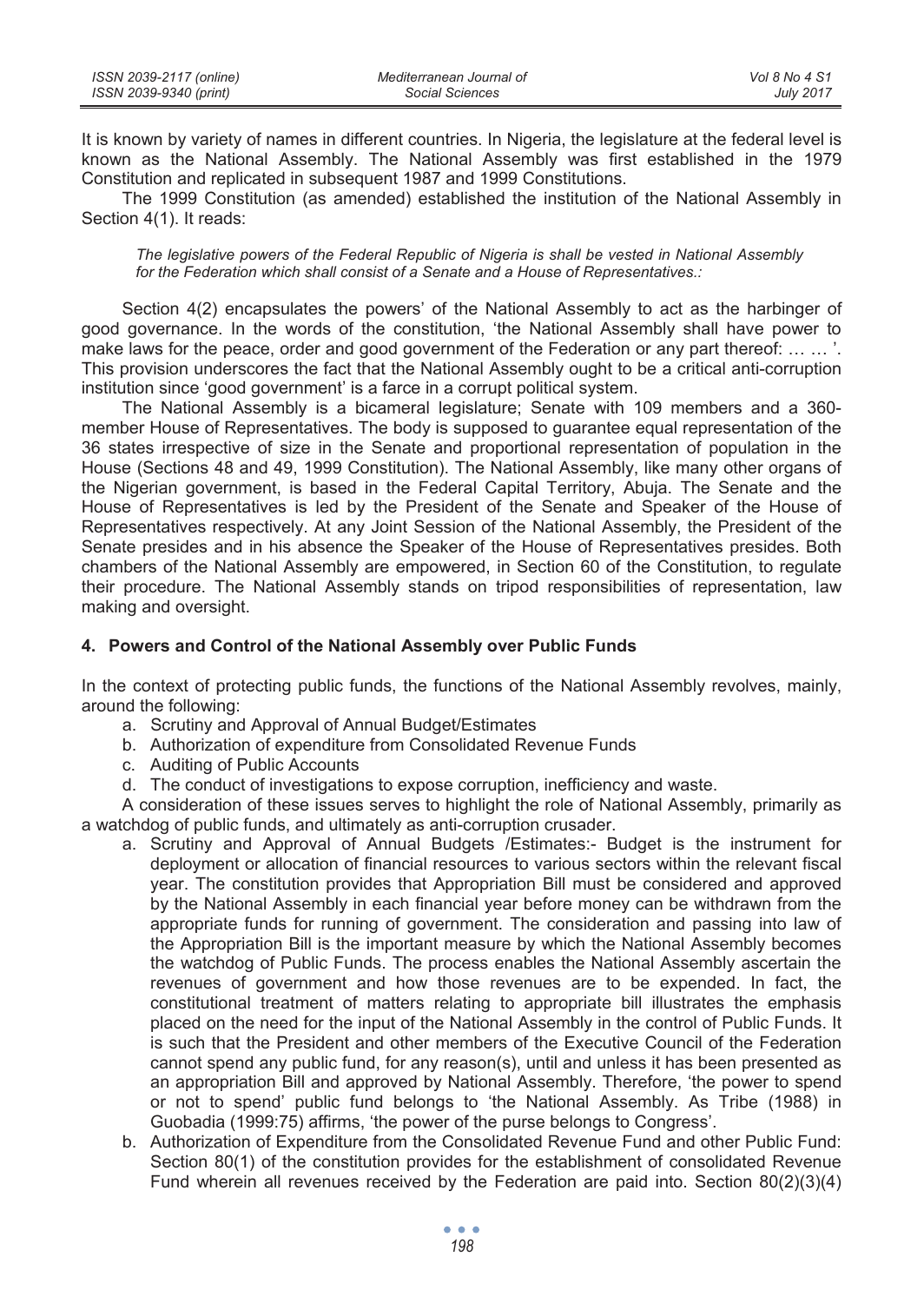It is known by variety of names in different countries. In Nigeria, the legislature at the federal level is known as the National Assembly. The National Assembly was first established in the 1979 Constitution and replicated in subsequent 1987 and 1999 Constitutions.

The 1999 Constitution (as amended) established the institution of the National Assembly in Section 4(1). It reads:

> *The legislative powers of the Federal Republic of Nigeria is shall be vested in National Assembly for the Federation which shall consist of a Senate and a House of Representatives.:*

Section 4(2) encapsulates the powers' of the National Assembly to act as the harbinger of good governance. In the words of the constitution, 'the National Assembly shall have power to make laws for the peace, order and good government of the Federation or any part thereof: … … '. This provision underscores the fact that the National Assembly ought to be a critical anti-corruption institution since 'good government' is a farce in a corrupt political system.

The National Assembly is a bicameral legislature; Senate with 109 members and a 360-member House of Representatives. The body is supposed to guarantee equal representation of the 36 states irrespective of size in the Senate and proportional representation of population in the House (Sections 48 and 49, 1999 Constitution). The National Assembly, like many other organs of the Nigerian government, is based in the Federal Capital Territory, Abuja. The Senate and the House of Representatives is led by the President of the Senate and Speaker of the House of Representatives respectively. At any Joint Session of the National Assembly, the President of the Senate presides and in his absence the Speaker of the House of Representatives presides. Both chambers of the National Assembly are empowered, in Section 60 of the Constitution, to regulate their procedure. The National Assembly stands on tripod responsibilities of representation, law making and oversight.

## 4. Powers and Control of the National Assembly over Public Funds

In the context of protecting public funds, the functions of the National Assembly revolves, mainly, around the following:

a. Scrutiny and Approval of Annual Budget/Estimates
b. Authorization of expenditure from Consolidated Revenue Funds
c. Auditing of Public Accounts
d. The conduct of investigations to expose corruption, inefficiency and waste.

A consideration of these issues serves to highlight the role of National Assembly, primarily as a watchdog of public funds, and ultimately as anti-corruption crusader.

a. Scrutiny and Approval of Annual Budgets /Estimates:- Budget is the instrument for deployment or allocation of financial resources to various sectors within the relevant fiscal year. The constitution provides that Appropriation Bill must be considered and approved by the National Assembly in each financial year before money can be withdrawn from the appropriate funds for running of government. The consideration and passing into law of the Appropriation Bill is the important measure by which the National Assembly becomes the watchdog of Public Funds. The process enables the National Assembly ascertain the revenues of government and how those revenues are to be expended. In fact, the constitutional treatment of matters relating to appropriate bill illustrates the emphasis placed on the need for the input of the National Assembly in the control of Public Funds. It is such that the President and other members of the Executive Council of the Federation cannot spend any public fund, for any reason(s), until and unless it has been presented as an appropriation Bill and approved by National Assembly. Therefore, 'the power to spend or not to spend' public fund belongs to 'the National Assembly. As Tribe (1988) in Guobadia (1999:75) affirms, 'the power of the purse belongs to Congress'.
b. Authorization of Expenditure from the Consolidated Revenue Fund and other Public Fund: Section 80(1) of the constitution provides for the establishment of consolidated Revenue Fund wherein all revenues received by the Federation are paid into. Section 80(2)(3)(4)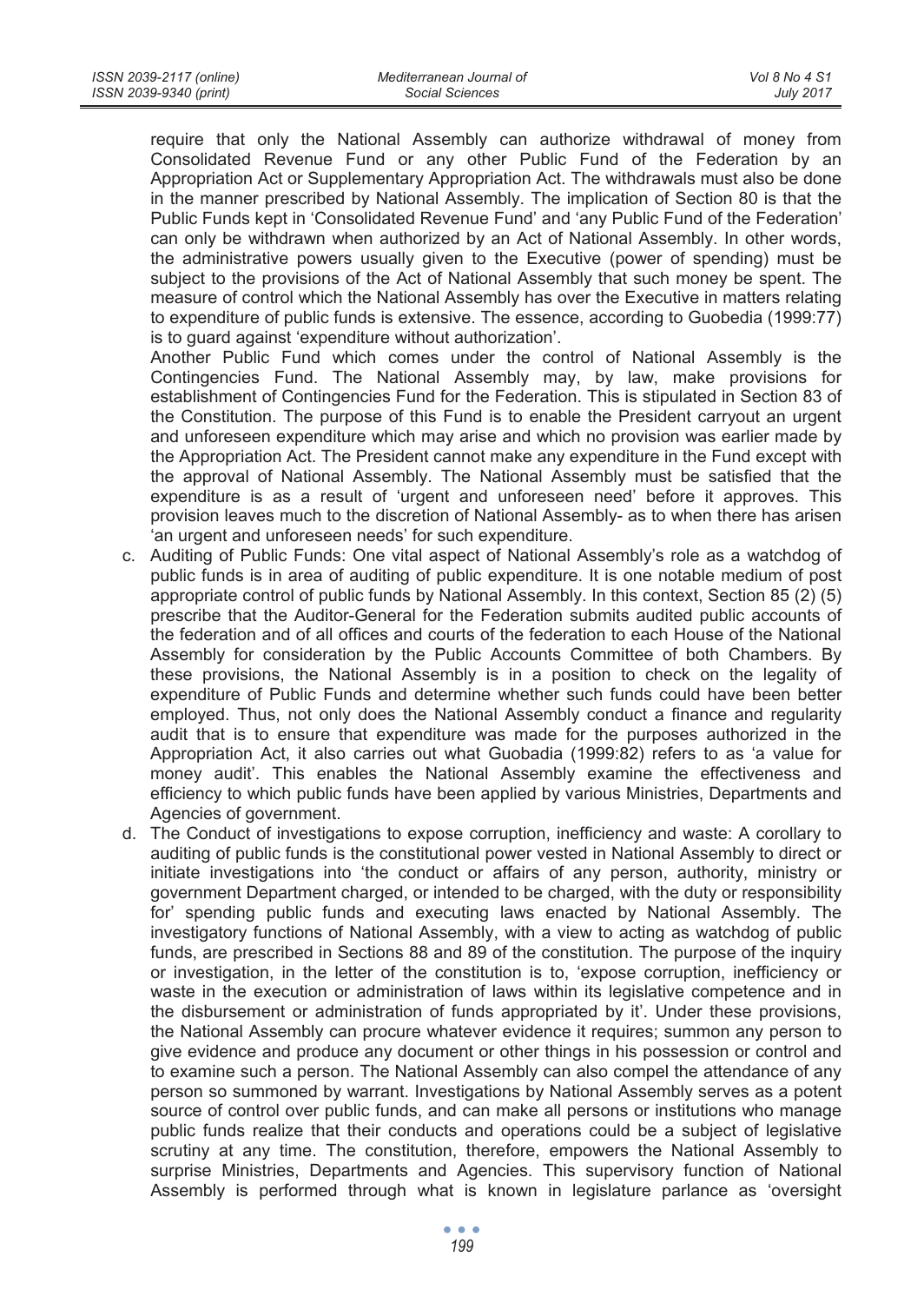require that only the National Assembly can authorize withdrawal of money from Consolidated Revenue Fund or any other Public Fund of the Federation by an Appropriation Act or Supplementary Appropriation Act. The withdrawals must also be done in the manner prescribed by National Assembly. The implication of Section 80 is that the Public Funds kept in 'Consolidated Revenue Fund' and 'any Public Fund of the Federation' can only be withdrawn when authorized by an Act of National Assembly. In other words, the administrative powers usually given to the Executive (power of spending) must be subject to the provisions of the Act of National Assembly that such money be spent. The measure of control which the National Assembly has over the Executive in matters relating to expenditure of public funds is extensive. The essence, according to Guobedia (1999:77) is to guard against 'expenditure without authorization'.

Another Public Fund which comes under the control of National Assembly is the Contingencies Fund. The National Assembly may, by law, make provisions for establishment of Contingencies Fund for the Federation. This is stipulated in Section 83 of the Constitution. The purpose of this Fund is to enable the President carryout an urgent and unforeseen expenditure which may arise and which no provision was earlier made by the Appropriation Act. The President cannot make any expenditure in the Fund except with the approval of National Assembly. The National Assembly must be satisfied that the expenditure is as a result of 'urgent and unforeseen need' before it approves. This provision leaves much to the discretion of National Assembly- as to when there has arisen 'an urgent and unforeseen needs' for such expenditure.

c. Auditing of Public Funds: One vital aspect of National Assembly's role as a watchdog of public funds is in area of auditing of public expenditure. It is one notable medium of post appropriate control of public funds by National Assembly. In this context, Section 85 (2) (5) prescribe that the Auditor-General for the Federation submits audited public accounts of the federation and of all offices and courts of the federation to each House of the National Assembly for consideration by the Public Accounts Committee of both Chambers. By these provisions, the National Assembly is in a position to check on the legality of expenditure of Public Funds and determine whether such funds could have been better employed. Thus, not only does the National Assembly conduct a finance and regularity audit that is to ensure that expenditure was made for the purposes authorized in the Appropriation Act, it also carries out what Guobadia (1999:82) refers to as 'a value for money audit'. This enables the National Assembly examine the effectiveness and efficiency to which public funds have been applied by various Ministries, Departments and Agencies of government.

d. The Conduct of investigations to expose corruption, inefficiency and waste: A corollary to auditing of public funds is the constitutional power vested in National Assembly to direct or initiate investigations into 'the conduct or affairs of any person, authority, ministry or government Department charged, or intended to be charged, with the duty or responsibility for' spending public funds and executing laws enacted by National Assembly. The investigatory functions of National Assembly, with a view to acting as watchdog of public funds, are prescribed in Sections 88 and 89 of the constitution. The purpose of the inquiry or investigation, in the letter of the constitution is to, 'expose corruption, inefficiency or waste in the execution or administration of laws within its legislative competence and in the disbursement or administration of funds appropriated by it'. Under these provisions, the National Assembly can procure whatever evidence it requires; summon any person to give evidence and produce any document or other things in his possession or control and to examine such a person. The National Assembly can also compel the attendance of any person so summoned by warrant. Investigations by National Assembly serves as a potent source of control over public funds, and can make all persons or institutions who manage public funds realize that their conducts and operations could be a subject of legislative scrutiny at any time. The constitution, therefore, empowers the National Assembly to surprise Ministries, Departments and Agencies. This supervisory function of National Assembly is performed through what is known in legislature parlance as 'oversight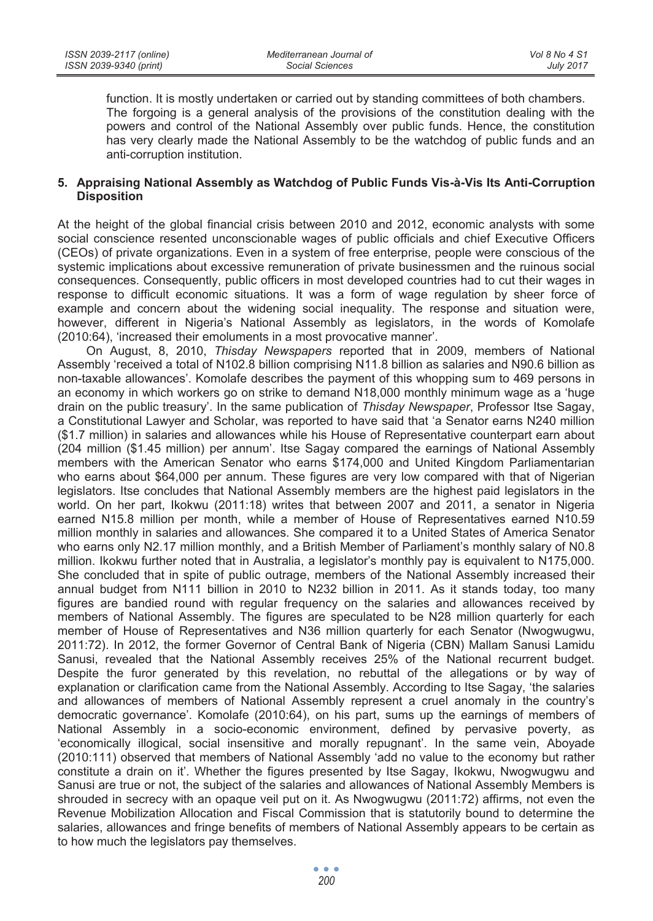function. It is mostly undertaken or carried out by standing committees of both chambers. The forgoing is a general analysis of the provisions of the constitution dealing with the powers and control of the National Assembly over public funds. Hence, the constitution has very clearly made the National Assembly to be the watchdog of public funds and an anti-corruption institution.

## 5. Appraising National Assembly as Watchdog of Public Funds Vis-à-Vis Its Anti-Corruption Disposition

At the height of the global financial crisis between 2010 and 2012, economic analysts with some social conscience resented unconscionable wages of public officials and chief Executive Officers (CEOs) of private organizations. Even in a system of free enterprise, people were conscious of the systemic implications about excessive remuneration of private businessmen and the ruinous social consequences. Consequently, public officers in most developed countries had to cut their wages in response to difficult economic situations. It was a form of wage regulation by sheer force of example and concern about the widening social inequality. The response and situation were, however, different in Nigeria's National Assembly as legislators, in the words of Komolafe (2010:64), 'increased their emoluments in a most provocative manner'.

On August, 8, 2010, *Thisday Newspapers* reported that in 2009, members of National Assembly 'received a total of N102.8 billion comprising N11.8 billion as salaries and N90.6 billion as non-taxable allowances'. Komolafe describes the payment of this whopping sum to 469 persons in an economy in which workers go on strike to demand N18,000 monthly minimum wage as a 'huge drain on the public treasury'. In the same publication of *Thisday Newspaper*, Professor Itse Sagay, a Constitutional Lawyer and Scholar, was reported to have said that 'a Senator earns N240 million ($1.7 million) in salaries and allowances while his House of Representative counterpart earn about (204 million ($1.45 million) per annum'. Itse Sagay compared the earnings of National Assembly members with the American Senator who earns $174,000 and United Kingdom Parliamentarian who earns about $64,000 per annum. These figures are very low compared with that of Nigerian legislators. Itse concludes that National Assembly members are the highest paid legislators in the world. On her part, Ikokwu (2011:18) writes that between 2007 and 2011, a senator in Nigeria earned N15.8 million per month, while a member of House of Representatives earned N10.59 million monthly in salaries and allowances. She compared it to a United States of America Senator who earns only N2.17 million monthly, and a British Member of Parliament's monthly salary of N0.8 million. Ikokwu further noted that in Australia, a legislator's monthly pay is equivalent to N175,000. She concluded that in spite of public outrage, members of the National Assembly increased their annual budget from N111 billion in 2010 to N232 billion in 2011. As it stands today, too many figures are bandied round with regular frequency on the salaries and allowances received by members of National Assembly. The figures are speculated to be N28 million quarterly for each member of House of Representatives and N36 million quarterly for each Senator (Nwogwugwu, 2011:72). In 2012, the former Governor of Central Bank of Nigeria (CBN) Mallam Sanusi Lamidu Sanusi, revealed that the National Assembly receives 25% of the National recurrent budget. Despite the furor generated by this revelation, no rebuttal of the allegations or by way of explanation or clarification came from the National Assembly. According to Itse Sagay, 'the salaries and allowances of members of National Assembly represent a cruel anomaly in the country's democratic governance'. Komolafe (2010:64), on his part, sums up the earnings of members of National Assembly in a socio-economic environment, defined by pervasive poverty, as 'economically illogical, social insensitive and morally repugnant'. In the same vein, Aboyade (2010:111) observed that members of National Assembly 'add no value to the economy but rather constitute a drain on it'. Whether the figures presented by Itse Sagay, Ikokwu, Nwogwugwu and Sanusi are true or not, the subject of the salaries and allowances of National Assembly Members is shrouded in secrecy with an opaque veil put on it. As Nwogwugwu (2011:72) affirms, not even the Revenue Mobilization Allocation and Fiscal Commission that is statutorily bound to determine the salaries, allowances and fringe benefits of members of National Assembly appears to be certain as to how much the legislators pay themselves.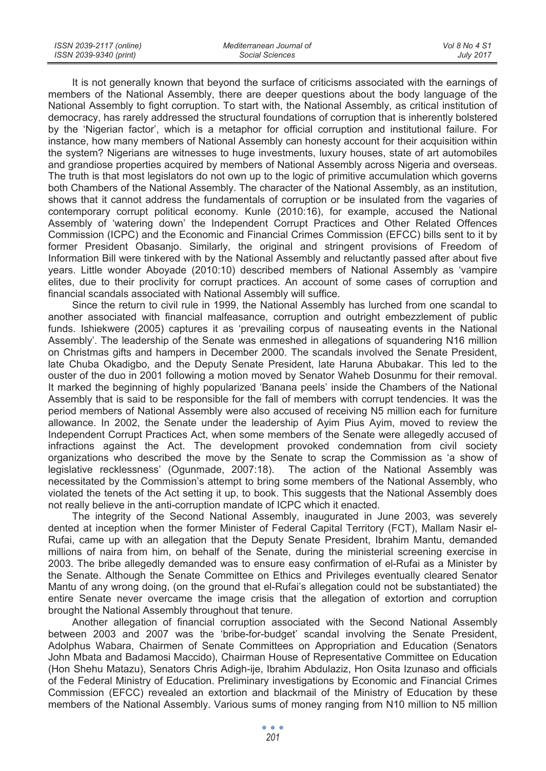It is not generally known that beyond the surface of criticisms associated with the earnings of members of the National Assembly, there are deeper questions about the body language of the National Assembly to fight corruption. To start with, the National Assembly, as critical institution of democracy, has rarely addressed the structural foundations of corruption that is inherently bolstered by the 'Nigerian factor', which is a metaphor for official corruption and institutional failure. For instance, how many members of National Assembly can honesty account for their acquisition within the system? Nigerians are witnesses to huge investments, luxury houses, state of art automobiles and grandiose properties acquired by members of National Assembly across Nigeria and overseas. The truth is that most legislators do not own up to the logic of primitive accumulation which governs both Chambers of the National Assembly. The character of the National Assembly, as an institution, shows that it cannot address the fundamentals of corruption or be insulated from the vagaries of contemporary corrupt political economy. Kunle (2010:16), for example, accused the National Assembly of 'watering down' the Independent Corrupt Practices and Other Related Offences Commission (ICPC) and the Economic and Financial Crimes Commission (EFCC) bills sent to it by former President Obasanjo. Similarly, the original and stringent provisions of Freedom of Information Bill were tinkered with by the National Assembly and reluctantly passed after about five years. Little wonder Aboyade (2010:10) described members of National Assembly as 'vampire elites, due to their proclivity for corrupt practices. An account of some cases of corruption and financial scandals associated with National Assembly will suffice.

Since the return to civil rule in 1999, the National Assembly has lurched from one scandal to another associated with financial malfeasance, corruption and outright embezzlement of public funds. Ishiekwere (2005) captures it as 'prevailing corpus of nauseating events in the National Assembly'. The leadership of the Senate was enmeshed in allegations of squandering N16 million on Christmas gifts and hampers in December 2000. The scandals involved the Senate President, late Chuba Okadigbo, and the Deputy Senate President, late Haruna Abubakar. This led to the ouster of the duo in 2001 following a motion moved by Senator Waheb Dosunmu for their removal. It marked the beginning of highly popularized 'Banana peels' inside the Chambers of the National Assembly that is said to be responsible for the fall of members with corrupt tendencies. It was the period members of National Assembly were also accused of receiving N5 million each for furniture allowance. In 2002, the Senate under the leadership of Ayim Pius Ayim, moved to review the Independent Corrupt Practices Act, when some members of the Senate were allegedly accused of infractions against the Act. The development provoked condemnation from civil society organizations who described the move by the Senate to scrap the Commission as 'a show of legislative recklessness' (Ogunmade, 2007:18). The action of the National Assembly was necessitated by the Commission's attempt to bring some members of the National Assembly, who violated the tenets of the Act setting it up, to book. This suggests that the National Assembly does not really believe in the anti-corruption mandate of ICPC which it enacted.

The integrity of the Second National Assembly, inaugurated in June 2003, was severely dented at inception when the former Minister of Federal Capital Territory (FCT), Mallam Nasir el-Rufai, came up with an allegation that the Deputy Senate President, Ibrahim Mantu, demanded millions of naira from him, on behalf of the Senate, during the ministerial screening exercise in 2003. The bribe allegedly demanded was to ensure easy confirmation of el-Rufai as a Minister by the Senate. Although the Senate Committee on Ethics and Privileges eventually cleared Senator Mantu of any wrong doing, (on the ground that el-Rufai's allegation could not be substantiated) the entire Senate never overcame the image crisis that the allegation of extortion and corruption brought the National Assembly throughout that tenure.

Another allegation of financial corruption associated with the Second National Assembly between 2003 and 2007 was the 'bribe-for-budget' scandal involving the Senate President, Adolphus Wabara, Chairmen of Senate Committees on Appropriation and Education (Senators John Mbata and Badamosi Maccido), Chairman House of Representative Committee on Education (Hon Shehu Matazu), Senators Chris Adigh-ije, Ibrahim Abdulaziz, Hon Osita Izunaso and officials of the Federal Ministry of Education. Preliminary investigations by Economic and Financial Crimes Commission (EFCC) revealed an extortion and blackmail of the Ministry of Education by these members of the National Assembly. Various sums of money ranging from N10 million to N5 million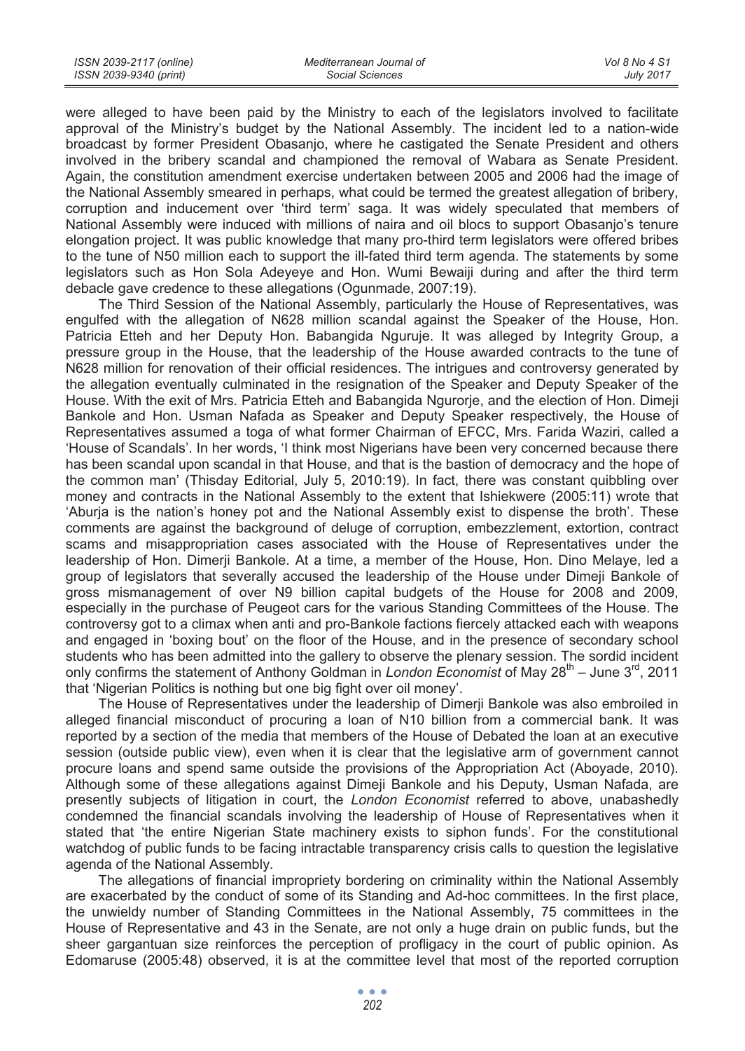were alleged to have been paid by the Ministry to each of the legislators involved to facilitate approval of the Ministry's budget by the National Assembly. The incident led to a nation-wide broadcast by former President Obasanjo, where he castigated the Senate President and others involved in the bribery scandal and championed the removal of Wabara as Senate President. Again, the constitution amendment exercise undertaken between 2005 and 2006 had the image of the National Assembly smeared in perhaps, what could be termed the greatest allegation of bribery, corruption and inducement over 'third term' saga. It was widely speculated that members of National Assembly were induced with millions of naira and oil blocs to support Obasanjo's tenure elongation project. It was public knowledge that many pro-third term legislators were offered bribes to the tune of N50 million each to support the ill-fated third term agenda. The statements by some legislators such as Hon Sola Adeyeye and Hon. Wumi Bewaiji during and after the third term debacle gave credence to these allegations (Ogunmade, 2007:19).

The Third Session of the National Assembly, particularly the House of Representatives, was engulfed with the allegation of N628 million scandal against the Speaker of the House, Hon. Patricia Etteh and her Deputy Hon. Babangida Nguruje. It was alleged by Integrity Group, a pressure group in the House, that the leadership of the House awarded contracts to the tune of N628 million for renovation of their official residences. The intrigues and controversy generated by the allegation eventually culminated in the resignation of the Speaker and Deputy Speaker of the House. With the exit of Mrs. Patricia Etteh and Babangida Ngurorje, and the election of Hon. Dimeji Bankole and Hon. Usman Nafada as Speaker and Deputy Speaker respectively, the House of Representatives assumed a toga of what former Chairman of EFCC, Mrs. Farida Waziri, called a 'House of Scandals'. In her words, 'I think most Nigerians have been very concerned because there has been scandal upon scandal in that House, and that is the bastion of democracy and the hope of the common man' (Thisday Editorial, July 5, 2010:19). In fact, there was constant quibbling over money and contracts in the National Assembly to the extent that Ishiekwere (2005:11) wrote that 'Aburja is the nation's honey pot and the National Assembly exist to dispense the broth'. These comments are against the background of deluge of corruption, embezzlement, extortion, contract scams and misappropriation cases associated with the House of Representatives under the leadership of Hon. Dimerji Bankole. At a time, a member of the House, Hon. Dino Melaye, led a group of legislators that severally accused the leadership of the House under Dimeji Bankole of gross mismanagement of over N9 billion capital budgets of the House for 2008 and 2009, especially in the purchase of Peugeot cars for the various Standing Committees of the House. The controversy got to a climax when anti and pro-Bankole factions fiercely attacked each with weapons and engaged in 'boxing bout' on the floor of the House, and in the presence of secondary school students who has been admitted into the gallery to observe the plenary session. The sordid incident only confirms the statement of Anthony Goldman in *London Economist* of May 28th – June 3rd, 2011 that 'Nigerian Politics is nothing but one big fight over oil money'.

The House of Representatives under the leadership of Dimerji Bankole was also embroiled in alleged financial misconduct of procuring a loan of N10 billion from a commercial bank. It was reported by a section of the media that members of the House of Debated the loan at an executive session (outside public view), even when it is clear that the legislative arm of government cannot procure loans and spend same outside the provisions of the Appropriation Act (Aboyade, 2010). Although some of these allegations against Dimeji Bankole and his Deputy, Usman Nafada, are presently subjects of litigation in court, the *London Economist* referred to above, unabashedly condemned the financial scandals involving the leadership of House of Representatives when it stated that 'the entire Nigerian State machinery exists to siphon funds'. For the constitutional watchdog of public funds to be facing intractable transparency crisis calls to question the legislative agenda of the National Assembly.

The allegations of financial impropriety bordering on criminality within the National Assembly are exacerbated by the conduct of some of its Standing and Ad-hoc committees. In the first place, the unwieldy number of Standing Committees in the National Assembly, 75 committees in the House of Representative and 43 in the Senate, are not only a huge drain on public funds, but the sheer gargantuan size reinforces the perception of profligacy in the court of public opinion. As Edomaruse (2005:48) observed, it is at the committee level that most of the reported corruption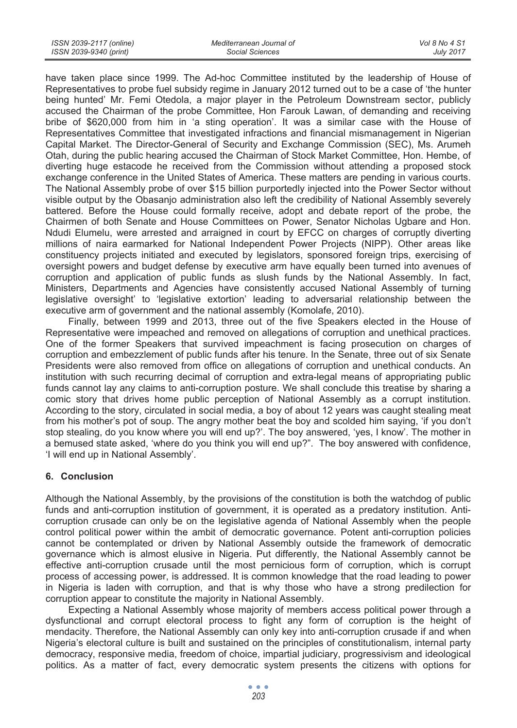have taken place since 1999. The Ad-hoc Committee instituted by the leadership of House of Representatives to probe fuel subsidy regime in January 2012 turned out to be a case of 'the hunter being hunted' Mr. Femi Otedola, a major player in the Petroleum Downstream sector, publicly accused the Chairman of the probe Committee, Hon Farouk Lawan, of demanding and receiving bribe of $620,000 from him in 'a sting operation'. It was a similar case with the House of Representatives Committee that investigated infractions and financial mismanagement in Nigerian Capital Market. The Director-General of Security and Exchange Commission (SEC), Ms. Arumeh Otah, during the public hearing accused the Chairman of Stock Market Committee, Hon. Hembe, of diverting huge estacode he received from the Commission without attending a proposed stock exchange conference in the United States of America. These matters are pending in various courts. The National Assembly probe of over $15 billion purportedly injected into the Power Sector without visible output by the Obasanjo administration also left the credibility of National Assembly severely battered. Before the House could formally receive, adopt and debate report of the probe, the Chairmen of both Senate and House Committees on Power, Senator Nicholas Ugbare and Hon. Ndudi Elumelu, were arrested and arraigned in court by EFCC on charges of corruptly diverting millions of naira earmarked for National Independent Power Projects (NIPP). Other areas like constituency projects initiated and executed by legislators, sponsored foreign trips, exercising of oversight powers and budget defense by executive arm have equally been turned into avenues of corruption and application of public funds as slush funds by the National Assembly. In fact, Ministers, Departments and Agencies have consistently accused National Assembly of turning 'legislative oversight' to 'legislative extortion' leading to adversarial relationship between the executive arm of government and the national assembly (Komolafe, 2010).

Finally, between 1999 and 2013, three out of the five Speakers elected in the House of Representative were impeached and removed on allegations of corruption and unethical practices. One of the former Speakers that survived impeachment is facing prosecution on charges of corruption and embezzlement of public funds after his tenure. In the Senate, three out of six Senate Presidents were also removed from office on allegations of corruption and unethical conducts. An institution with such recurring decimal of corruption and extra-legal means of appropriating public funds cannot lay any claims to anti-corruption posture. We shall conclude this treatise by sharing a comic story that drives home public perception of National Assembly as a corrupt institution. According to the story, circulated in social media, a boy of about 12 years was caught stealing meat from his mother's pot of soup. The angry mother beat the boy and scolded him saying, 'if you don't stop stealing, do you know where you will end up?'. The boy answered, 'yes, I know'. The mother in a bemused state asked, 'where do you think you will end up?". The boy answered with confidence, 'I will end up in National Assembly'.

## 6. Conclusion

Although the National Assembly, by the provisions of the constitution is both the watchdog of public funds and anti-corruption institution of government, it is operated as a predatory institution. Anti-corruption crusade can only be on the legislative agenda of National Assembly when the people control political power within the ambit of democratic governance. Potent anti-corruption policies cannot be contemplated or driven by National Assembly outside the framework of democratic governance which is almost elusive in Nigeria. Put differently, the National Assembly cannot be effective anti-corruption crusade until the most pernicious form of corruption, which is corrupt process of accessing power, is addressed. It is common knowledge that the road leading to power in Nigeria is laden with corruption, and that is why those who have a strong predilection for corruption appear to constitute the majority in National Assembly.

Expecting a National Assembly whose majority of members access political power through a dysfunctional and corrupt electoral process to fight any form of corruption is the height of mendacity. Therefore, the National Assembly can only key into anti-corruption crusade if and when Nigeria's electoral culture is built and sustained on the principles of constitutionalism, internal party democracy, responsive media, freedom of choice, impartial judiciary, progressivism and ideological politics. As a matter of fact, every democratic system presents the citizens with options for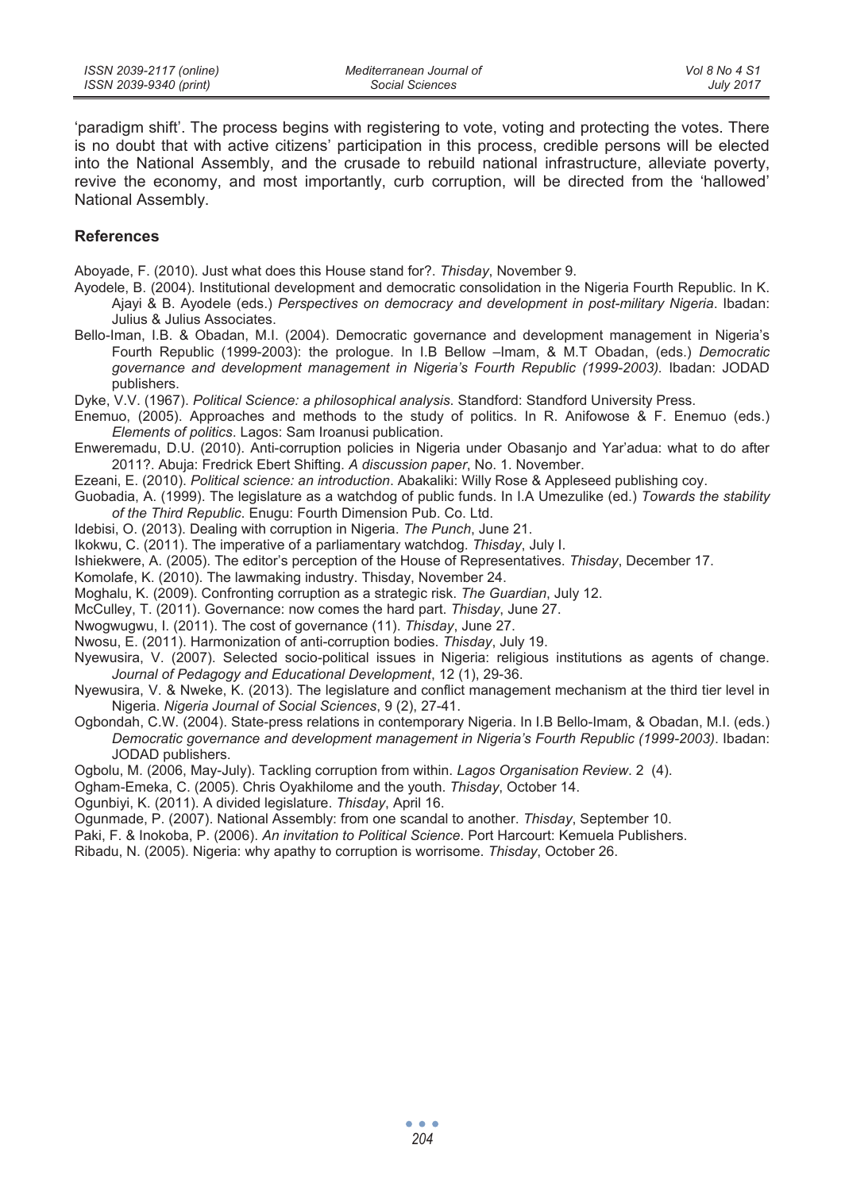'paradigm shift'. The process begins with registering to vote, voting and protecting the votes. There is no doubt that with active citizens' participation in this process, credible persons will be elected into the National Assembly, and the crusade to rebuild national infrastructure, alleviate poverty, revive the economy, and most importantly, curb corruption, will be directed from the 'hallowed' National Assembly.

## References

Aboyade, F. (2010). Just what does this House stand for?. *Thisday*, November 9.

Ayodele, B. (2004). Institutional development and democratic consolidation in the Nigeria Fourth Republic. In K. Ajayi & B. Ayodele (eds.) *Perspectives on democracy and development in post-military Nigeria*. Ibadan: Julius & Julius Associates.

Bello-Iman, I.B. & Obadan, M.I. (2004). Democratic governance and development management in Nigeria's Fourth Republic (1999-2003): the prologue. In I.B Bellow –Imam, & M.T Obadan, (eds.) *Democratic governance and development management in Nigeria's Fourth Republic (1999-2003).* Ibadan: JODAD publishers.

Dyke, V.V. (1967). *Political Science: a philosophical analysis*. Standford: Standford University Press.

Enemuo, (2005). Approaches and methods to the study of politics. In R. Anifowose & F. Enemuo (eds.) *Elements of politics*. Lagos: Sam Iroanusi publication.

Enweremadu, D.U. (2010). Anti-corruption policies in Nigeria under Obasanjo and Yar'adua: what to do after 2011?. Abuja: Fredrick Ebert Shifting. *A discussion paper*, No. 1. November.

Ezeani, E. (2010). *Political science: an introduction*. Abakaliki: Willy Rose & Appleseed publishing coy.

Guobadia, A. (1999). The legislature as a watchdog of public funds. In I.A Umezulike (ed.) *Towards the stability of the Third Republic*. Enugu: Fourth Dimension Pub. Co. Ltd.

Idebisi, O. (2013). Dealing with corruption in Nigeria. *The Punch*, June 21.

Ikokwu, C. (2011). The imperative of a parliamentary watchdog. *Thisday*, July I.

Ishiekwere, A. (2005). The editor's perception of the House of Representatives. *Thisday*, December 17.

Komolafe, K. (2010). The lawmaking industry. Thisday, November 24.

Moghalu, K. (2009). Confronting corruption as a strategic risk. *The Guardian*, July 12.

McCulley, T. (2011). Governance: now comes the hard part. *Thisday*, June 27.

Nwogwugwu, I. (2011). The cost of governance (11). *Thisday*, June 27.

Nwosu, E. (2011). Harmonization of anti-corruption bodies. *Thisday*, July 19.

Nyewusira, V. (2007). Selected socio-political issues in Nigeria: religious institutions as agents of change. *Journal of Pedagogy and Educational Development*, 12 (1), 29-36.

Nyewusira, V. & Nweke, K. (2013). The legislature and conflict management mechanism at the third tier level in Nigeria. *Nigeria Journal of Social Sciences*, 9 (2), 27-41.

Ogbondah, C.W. (2004). State-press relations in contemporary Nigeria. In I.B Bello-Imam, & Obadan, M.I. (eds.) *Democratic governance and development management in Nigeria's Fourth Republic (1999-2003)*. Ibadan: JODAD publishers.

Ogbolu, M. (2006, May-July). Tackling corruption from within. *Lagos Organisation Review*. 2 (4).

Ogham-Emeka, C. (2005). Chris Oyakhilome and the youth. *Thisday*, October 14.

Ogunbiyi, K. (2011). A divided legislature. *Thisday*, April 16.

Ogunmade, P. (2007). National Assembly: from one scandal to another. *Thisday*, September 10.

Paki, F. & Inokoba, P. (2006). *An invitation to Political Science*. Port Harcourt: Kemuela Publishers.

Ribadu, N. (2005). Nigeria: why apathy to corruption is worrisome. *Thisday*, October 26.